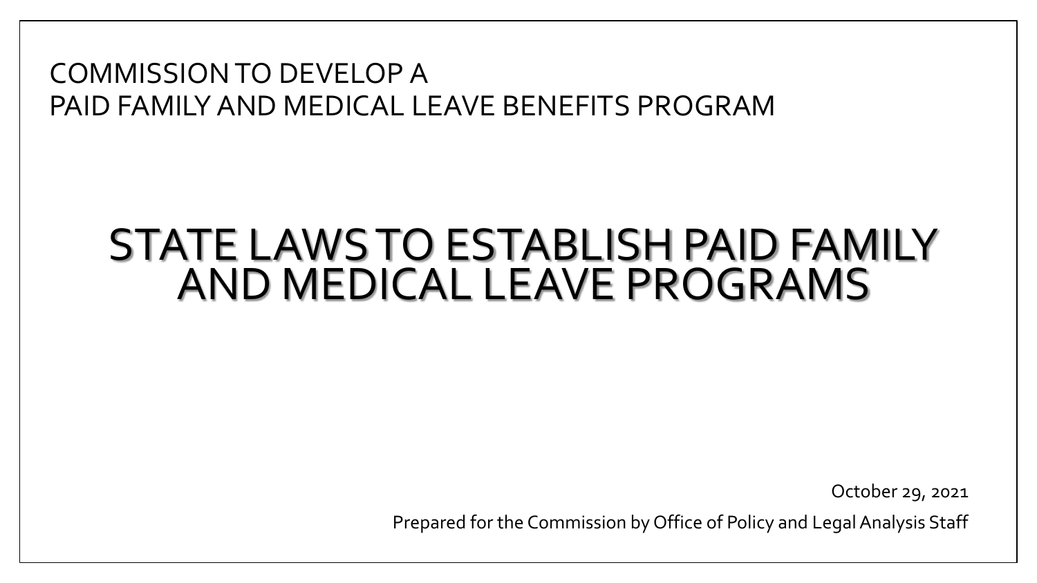COMMISSION TO DEVELOP A
PAID FAMILY AND MEDICAL LEAVE BENEFITS PROGRAM

# STATE LAWS TO ESTABLISH PAID FAMILY AND MEDICAL LEAVE PROGRAMS

October 29, 2021

Prepared for the Commission by Office of Policy and Legal Analysis Staff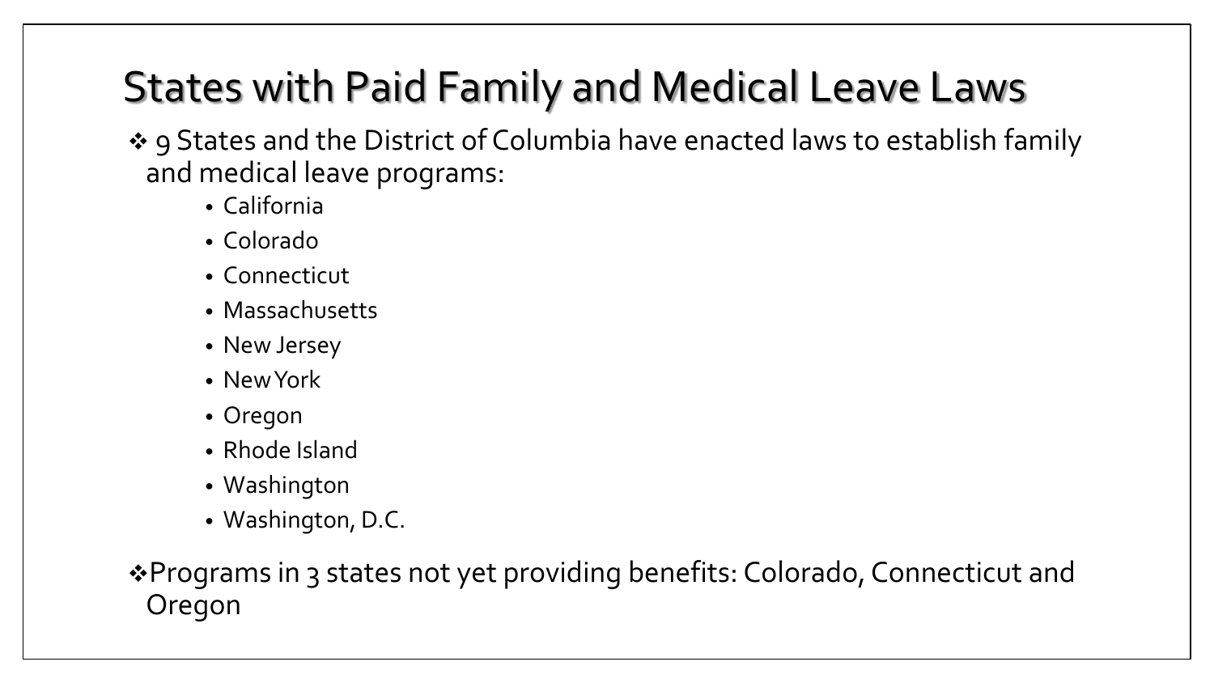# States with Paid Family and Medical Leave Laws

- 9 States and the District of Columbia have enacted laws to establish family and medical leave programs:
  - California
  - Colorado
  - Connecticut
  - Massachusetts
  - New Jersey
  - New York
  - Oregon
  - Rhode Island
  - Washington
  - Washington, D.C.
- Programs in 3 states not yet providing benefits: Colorado, Connecticut and Oregon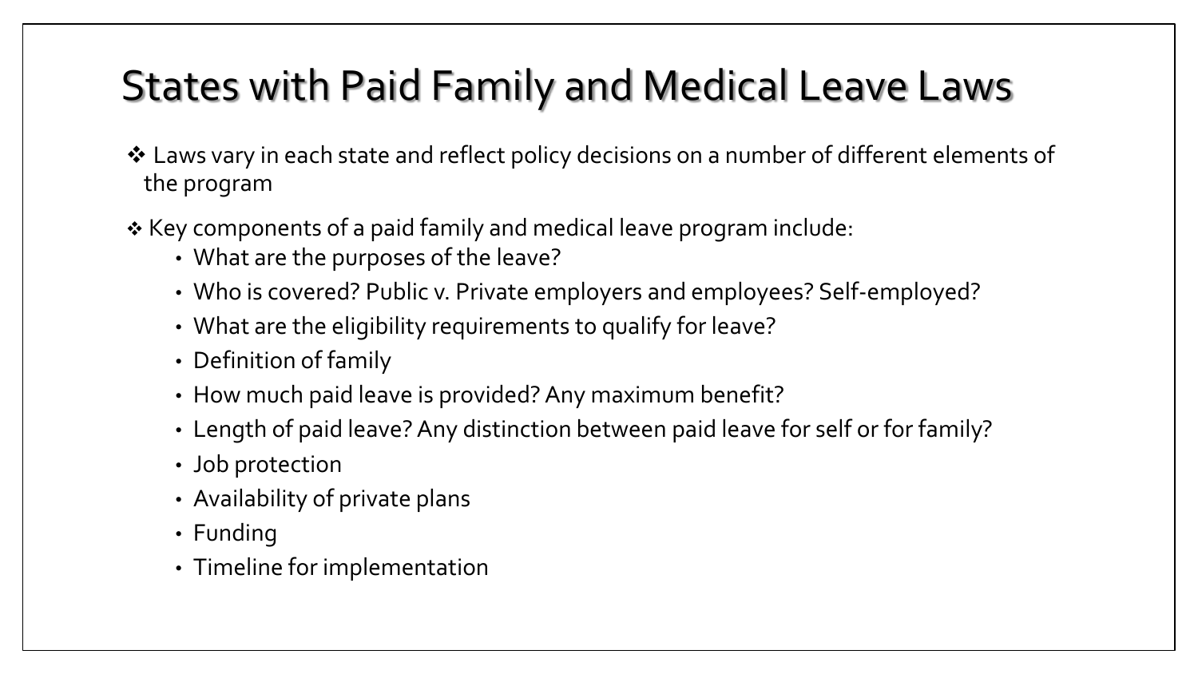# States with Paid Family and Medical Leave Laws

- ❖ Laws vary in each state and reflect policy decisions on a number of different elements of the program
- ❖ Key components of a paid family and medical leave program include:
  - What are the purposes of the leave?
  - Who is covered? Public v. Private employers and employees? Self-employed?
  - What are the eligibility requirements to qualify for leave?
  - Definition of family
  - How much paid leave is provided? Any maximum benefit?
  - Length of paid leave? Any distinction between paid leave for self or for family?
  - Job protection
  - Availability of private plans
  - Funding
  - Timeline for implementation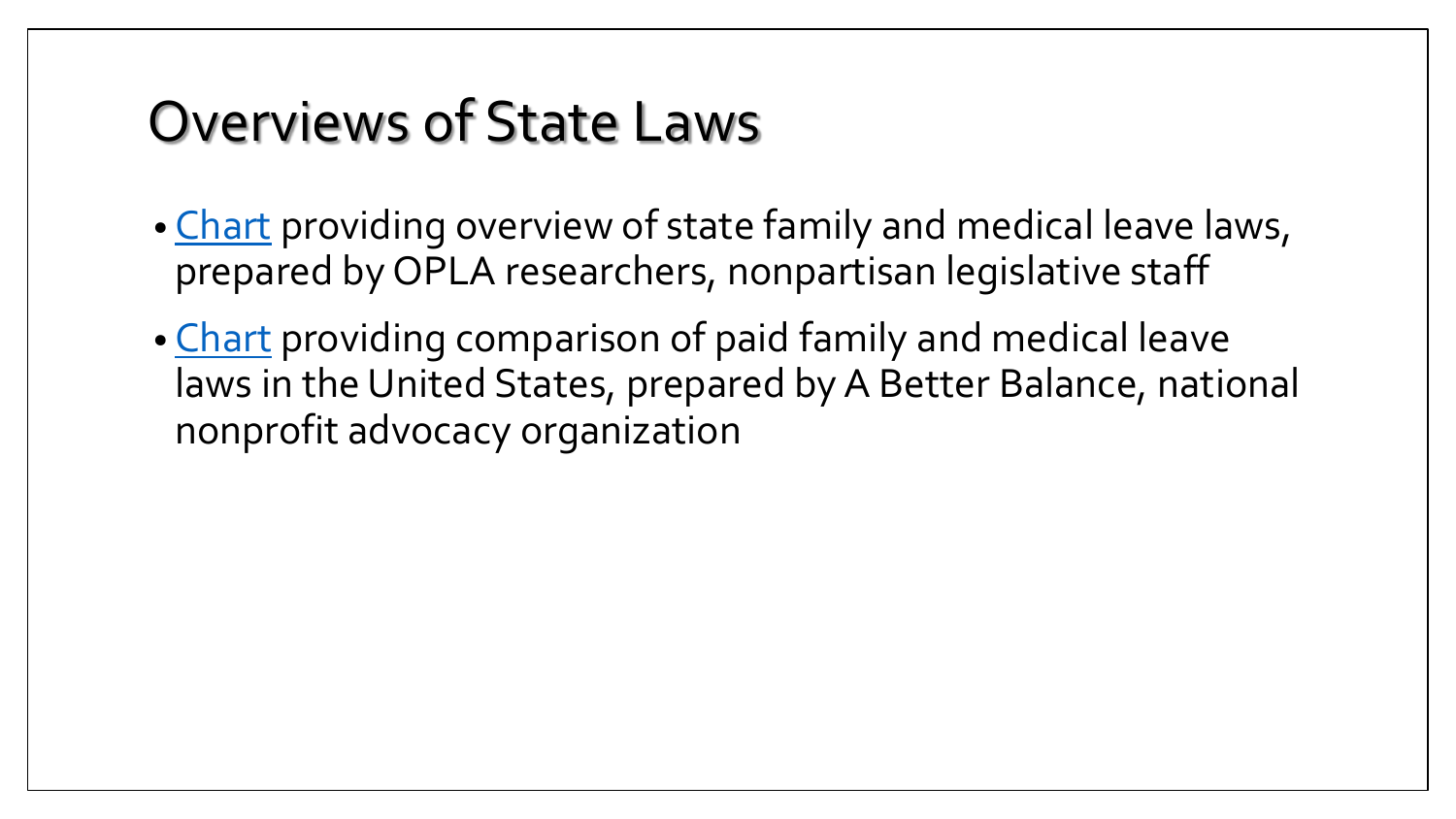# Overviews of State Laws

- Chart providing overview of state family and medical leave laws, prepared by OPLA researchers, nonpartisan legislative staff
- Chart providing comparison of paid family and medical leave laws in the United States, prepared by A Better Balance, national nonprofit advocacy organization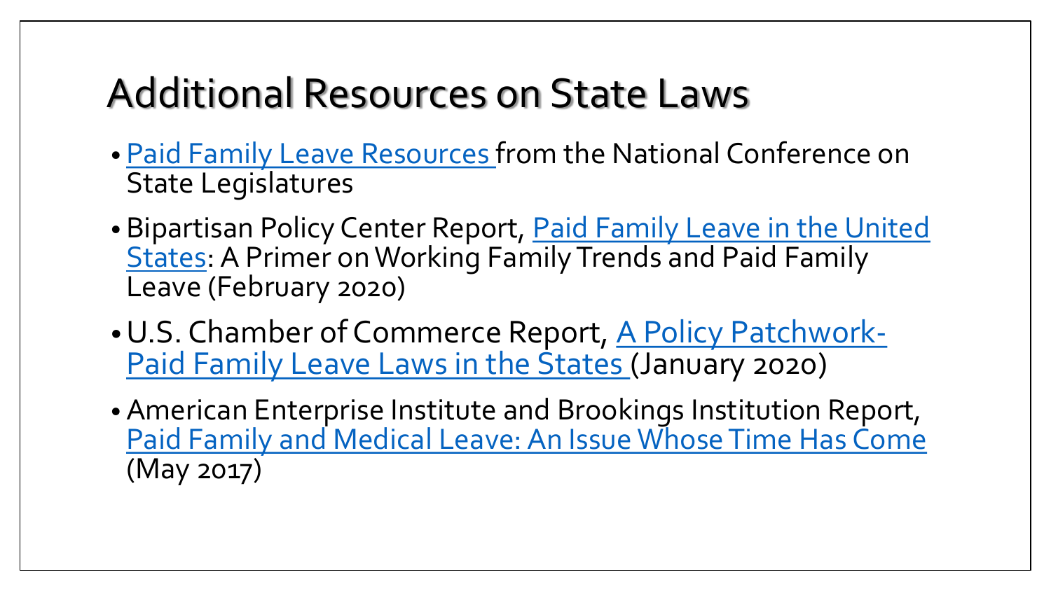# Additional Resources on State Laws

- Paid Family Leave Resources from the National Conference on State Legislatures
- Bipartisan Policy Center Report, Paid Family Leave in the United States: A Primer on Working Family Trends and Paid Family Leave (February 2020)
- U.S. Chamber of Commerce Report, A Policy Patchwork- Paid Family Leave Laws in the States (January 2020)
- American Enterprise Institute and Brookings Institution Report, Paid Family and Medical Leave: An Issue Whose Time Has Come (May 2017)